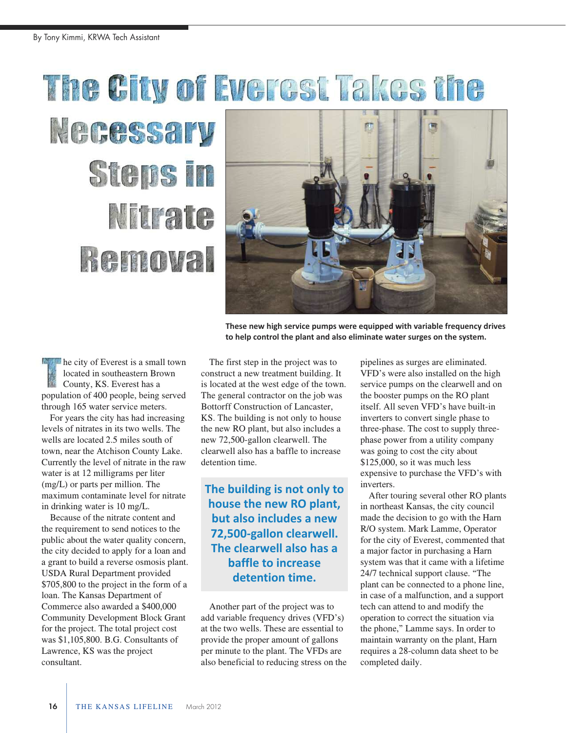By Tony Kimmi, KRWA Tech Assistant

# The City of Everest Takes the Necessary Steps in Nitrate Removal

**These new high service pumps were equipped with variable frequency drives to help control the plant and also eliminate water surges on the system.**

The city of Everest is a small town located in southeastern Brown County, KS. Everest has a population of 400 people, being served through 165 water service meters.

For years the city has had increasing levels of nitrates in its two wells. The wells are located 2.5 miles south of town, near the Atchison County Lake. Currently the level of nitrate in the raw water is at 12 milligrams per liter (mg/L) or parts per million. The maximum contaminate level for nitrate in drinking water is 10 mg/L.

Because of the nitrate content and the requirement to send notices to the public about the water quality concern, the city decided to apply for a loan and a grant to build a reverse osmosis plant. USDA Rural Department provided $705,800 to the project in the form of a loan. The Kansas Department of Commerce also awarded a $400,000 Community Development Block Grant for the project. The total project cost was $1,105,800. B.G. Consultants of Lawrence, KS was the project consultant.

The first step in the project was to construct a new treatment building. It is located at the west edge of the town. The general contractor on the job was Bottorff Construction of Lancaster, KS. The building is not only to house the new RO plant, but also includes a new 72,500-gallon clearwell. The clearwell also has a baffle to increase detention time.

> **The building is not only to house the new RO plant, but also includes a new 72,500-gallon clearwell. The clearwell also has a baffle to increase detention time.**

Another part of the project was to add variable frequency drives (VFD's) at the two wells. These are essential to provide the proper amount of gallons per minute to the plant. The VFDs are also beneficial to reducing stress on the pipelines as surges are eliminated. VFD's were also installed on the high service pumps on the clearwell and on the booster pumps on the RO plant itself. All seven VFD's have built-in inverters to convert single phase to three-phase. The cost to supply three-phase power from a utility company was going to cost the city about $125,000, so it was much less expensive to purchase the VFD's with inverters.

After touring several other RO plants in northeast Kansas, the city council made the decision to go with the Harn R/O system. Mark Lamme, Operator for the city of Everest, commented that a major factor in purchasing a Harn system was that it came with a lifetime 24/7 technical support clause. "The plant can be connected to a phone line, in case of a malfunction, and a support tech can attend to and modify the operation to correct the situation via the phone," Lamme says. In order to maintain warranty on the plant, Harn requires a 28-column data sheet to be completed daily.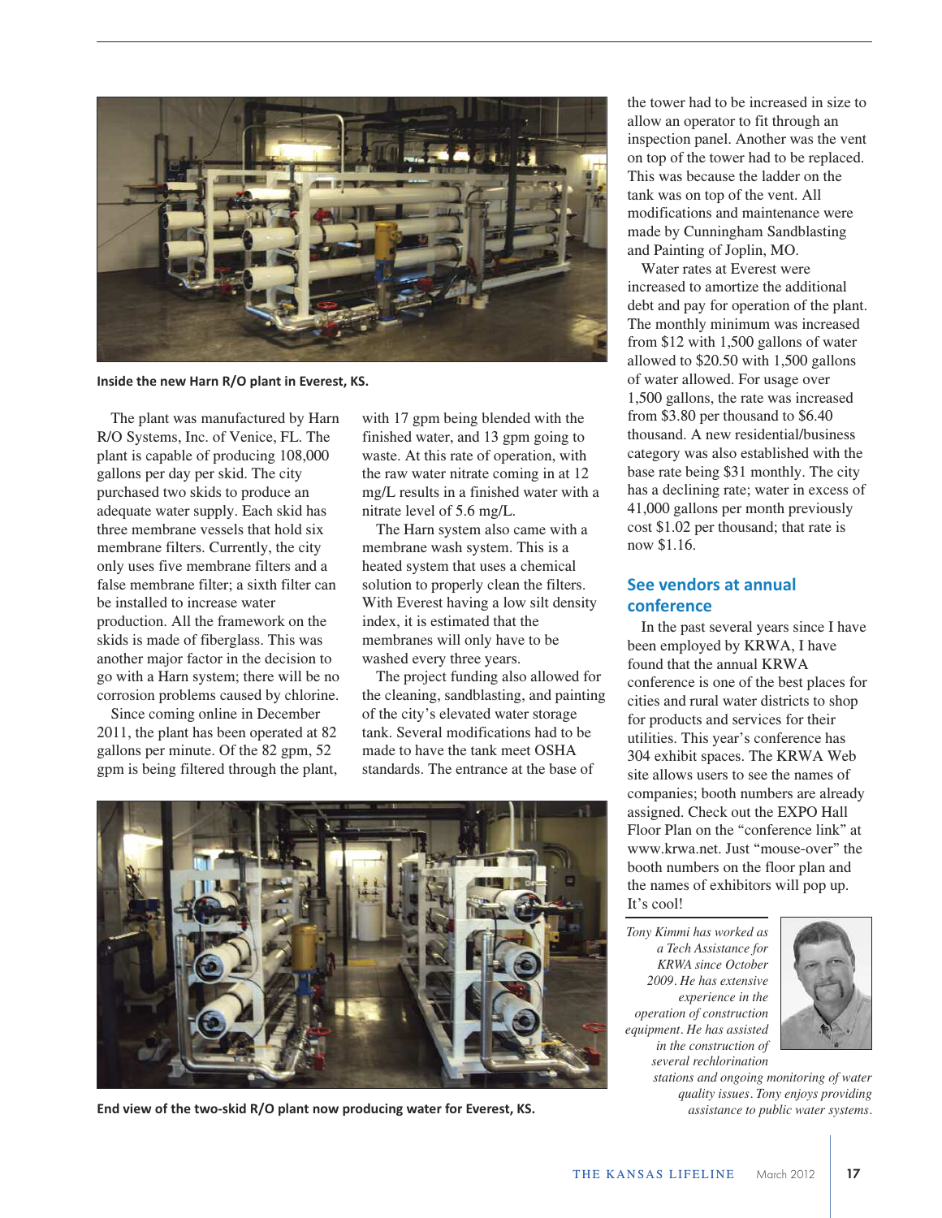Inside the new Harn R/O plant in Everest, KS.

The plant was manufactured by Harn R/O Systems, Inc. of Venice, FL. The plant is capable of producing 108,000 gallons per day per skid. The city purchased two skids to produce an adequate water supply. Each skid has three membrane vessels that hold six membrane filters. Currently, the city only uses five membrane filters and a false membrane filter; a sixth filter can be installed to increase water production. All the framework on the skids is made of fiberglass. This was another major factor in the decision to go with a Harn system; there will be no corrosion problems caused by chlorine.

Since coming online in December 2011, the plant has been operated at 82 gallons per minute. Of the 82 gpm, 52 gpm is being filtered through the plant, with 17 gpm being blended with the finished water, and 13 gpm going to waste. At this rate of operation, with the raw water nitrate coming in at 12 mg/L results in a finished water with a nitrate level of 5.6 mg/L.

The Harn system also came with a membrane wash system. This is a heated system that uses a chemical solution to properly clean the filters. With Everest having a low silt density index, it is estimated that the membranes will only have to be washed every three years.

The project funding also allowed for the cleaning, sandblasting, and painting of the city's elevated water storage tank. Several modifications had to be made to have the tank meet OSHA standards. The entrance at the base of the tower had to be increased in size to allow an operator to fit through an inspection panel. Another was the vent on top of the tower had to be replaced. This was because the ladder on the tank was on top of the vent. All modifications and maintenance were made by Cunningham Sandblasting and Painting of Joplin, MO.

Water rates at Everest were increased to amortize the additional debt and pay for operation of the plant. The monthly minimum was increased from $12 with 1,500 gallons of water allowed to $20.50 with 1,500 gallons of water allowed. For usage over 1,500 gallons, the rate was increased from $3.80 per thousand to $6.40 thousand. A new residential/business category was also established with the base rate being $31 monthly. The city has a declining rate; water in excess of 41,000 gallons per month previously cost $1.02 per thousand; that rate is now $1.16.

End view of the two-skid R/O plant now producing water for Everest, KS.

## See vendors at annual conference

In the past several years since I have been employed by KRWA, I have found that the annual KRWA conference is one of the best places for cities and rural water districts to shop for products and services for their utilities. This year's conference has 304 exhibit spaces. The KRWA Web site allows users to see the names of companies; booth numbers are already assigned. Check out the EXPO Hall Floor Plan on the "conference link" at www.krwa.net. Just "mouse-over" the booth numbers on the floor plan and the names of exhibitors will pop up. It's cool!

*Tony Kimmi has worked as a Tech Assistance for KRWA since October 2009. He has extensive experience in the operation of construction equipment. He has assisted in the construction of several rechlorination stations and ongoing monitoring of water quality issues. Tony enjoys providing assistance to public water systems.*